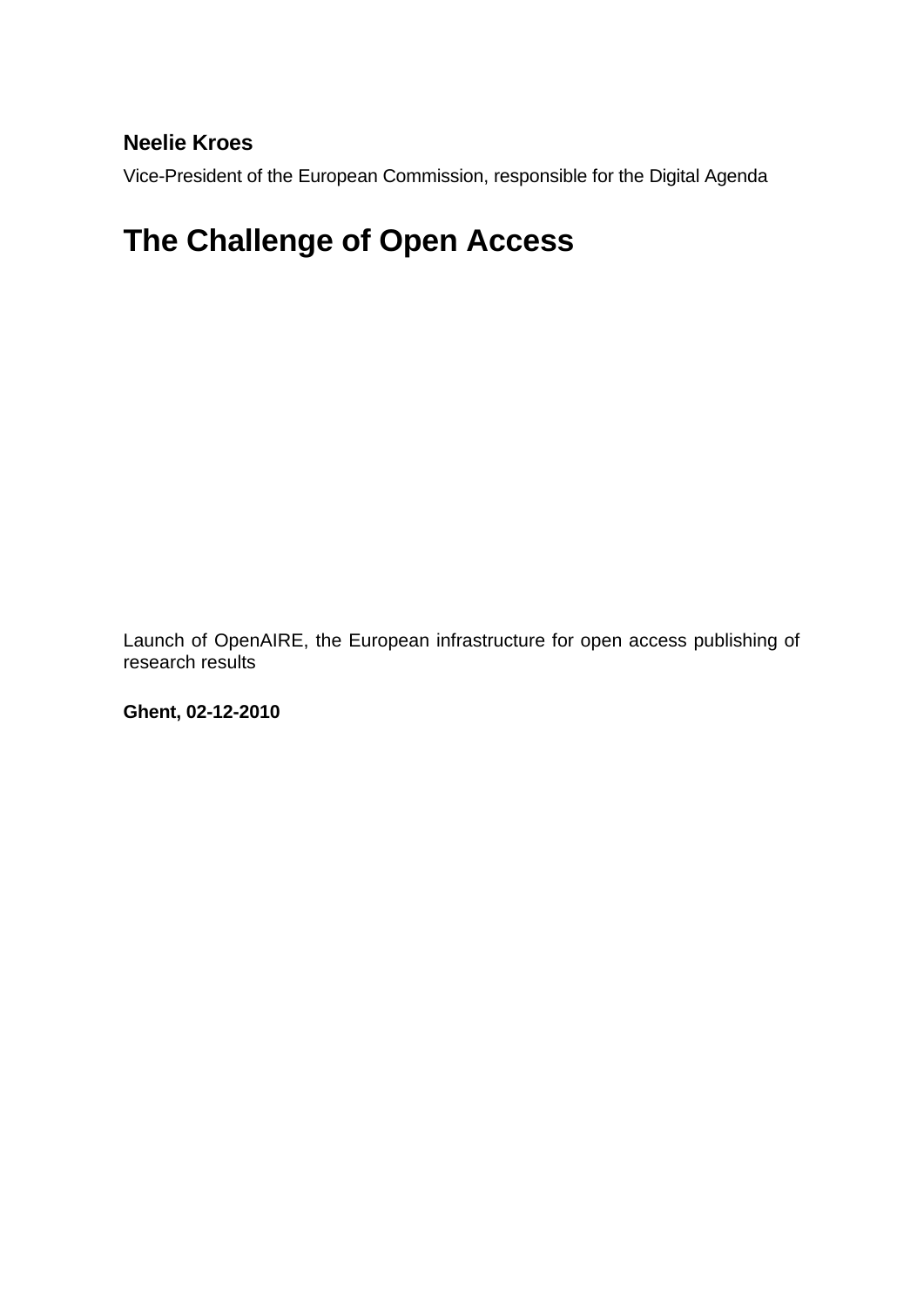**Neelie Kroes**

Vice-President of the European Commission, responsible for the Digital Agenda

# The Challenge of Open Access

Launch of OpenAIRE, the European infrastructure for open access publishing of research results

**Ghent, 02-12-2010**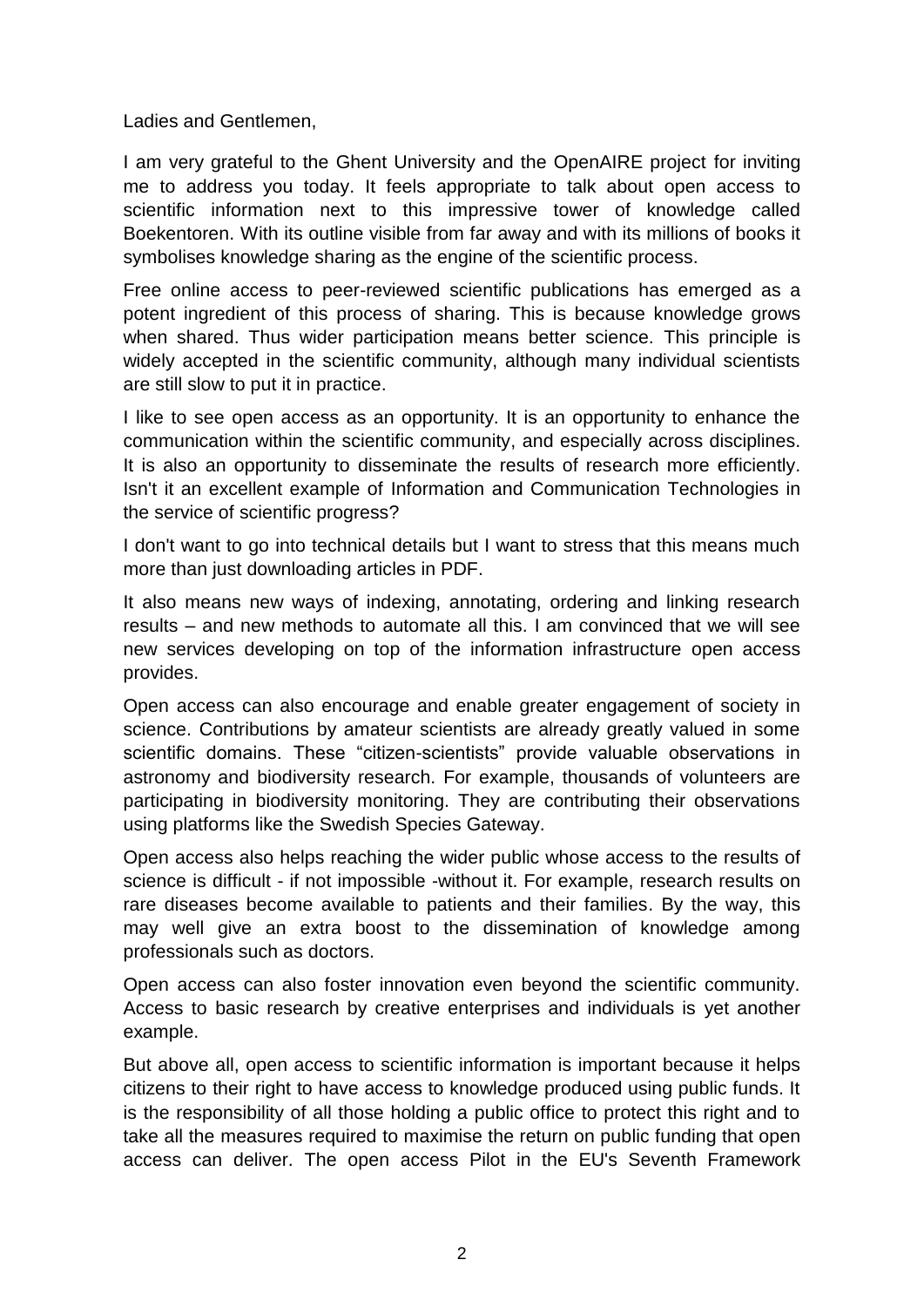Ladies and Gentlemen,

I am very grateful to the Ghent University and the OpenAIRE project for inviting me to address you today. It feels appropriate to talk about open access to scientific information next to this impressive tower of knowledge called Boekentoren. With its outline visible from far away and with its millions of books it symbolises knowledge sharing as the engine of the scientific process.

Free online access to peer-reviewed scientific publications has emerged as a potent ingredient of this process of sharing. This is because knowledge grows when shared. Thus wider participation means better science. This principle is widely accepted in the scientific community, although many individual scientists are still slow to put it in practice.

I like to see open access as an opportunity. It is an opportunity to enhance the communication within the scientific community, and especially across disciplines. It is also an opportunity to disseminate the results of research more efficiently. Isn't it an excellent example of Information and Communication Technologies in the service of scientific progress?

I don't want to go into technical details but I want to stress that this means much more than just downloading articles in PDF.

It also means new ways of indexing, annotating, ordering and linking research results – and new methods to automate all this. I am convinced that we will see new services developing on top of the information infrastructure open access provides.

Open access can also encourage and enable greater engagement of society in science. Contributions by amateur scientists are already greatly valued in some scientific domains. These "citizen-scientists" provide valuable observations in astronomy and biodiversity research. For example, thousands of volunteers are participating in biodiversity monitoring. They are contributing their observations using platforms like the Swedish Species Gateway.

Open access also helps reaching the wider public whose access to the results of science is difficult - if not impossible -without it. For example, research results on rare diseases become available to patients and their families. By the way, this may well give an extra boost to the dissemination of knowledge among professionals such as doctors.

Open access can also foster innovation even beyond the scientific community. Access to basic research by creative enterprises and individuals is yet another example.

But above all, open access to scientific information is important because it helps citizens to their right to have access to knowledge produced using public funds. It is the responsibility of all those holding a public office to protect this right and to take all the measures required to maximise the return on public funding that open access can deliver. The open access Pilot in the EU's Seventh Framework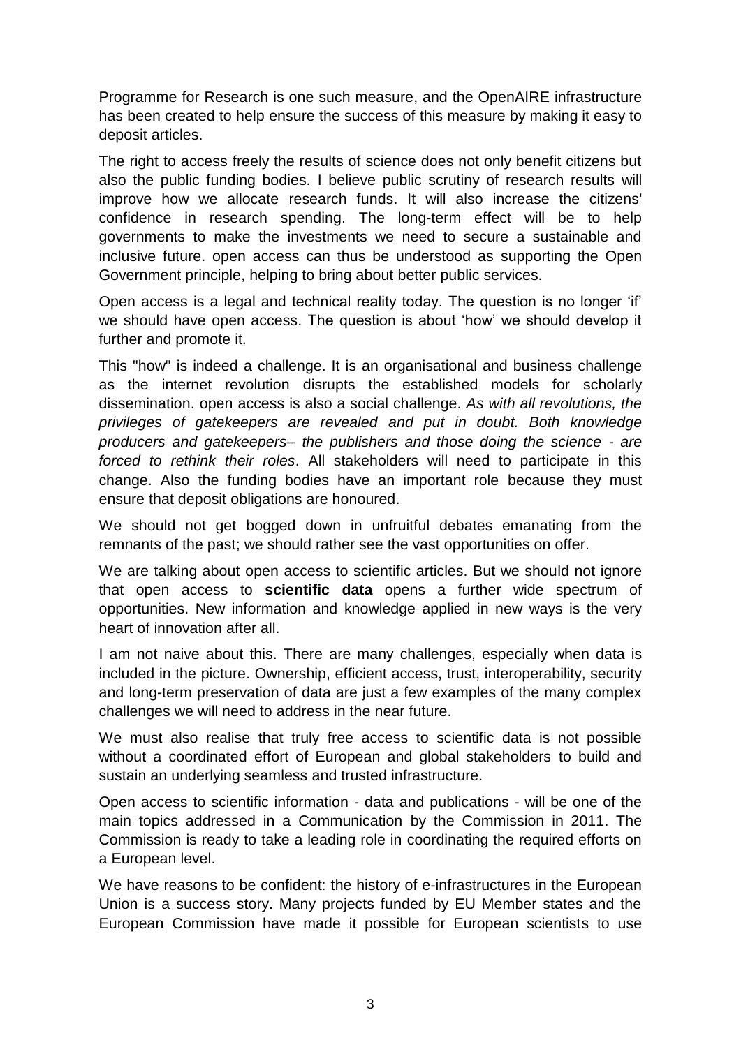Programme for Research is one such measure, and the OpenAIRE infrastructure has been created to help ensure the success of this measure by making it easy to deposit articles.

The right to access freely the results of science does not only benefit citizens but also the public funding bodies. I believe public scrutiny of research results will improve how we allocate research funds. It will also increase the citizens' confidence in research spending. The long-term effect will be to help governments to make the investments we need to secure a sustainable and inclusive future. open access can thus be understood as supporting the Open Government principle, helping to bring about better public services.

Open access is a legal and technical reality today. The question is no longer 'if' we should have open access. The question is about 'how' we should develop it further and promote it.

This "how" is indeed a challenge. It is an organisational and business challenge as the internet revolution disrupts the established models for scholarly dissemination. open access is also a social challenge. *As with all revolutions, the privileges of gatekeepers are revealed and put in doubt. Both knowledge producers and gatekeepers– the publishers and those doing the science - are forced to rethink their roles*. All stakeholders will need to participate in this change. Also the funding bodies have an important role because they must ensure that deposit obligations are honoured.

We should not get bogged down in unfruitful debates emanating from the remnants of the past; we should rather see the vast opportunities on offer.

We are talking about open access to scientific articles. But we should not ignore that open access to **scientific data** opens a further wide spectrum of opportunities. New information and knowledge applied in new ways is the very heart of innovation after all.

I am not naive about this. There are many challenges, especially when data is included in the picture. Ownership, efficient access, trust, interoperability, security and long-term preservation of data are just a few examples of the many complex challenges we will need to address in the near future.

We must also realise that truly free access to scientific data is not possible without a coordinated effort of European and global stakeholders to build and sustain an underlying seamless and trusted infrastructure.

Open access to scientific information - data and publications - will be one of the main topics addressed in a Communication by the Commission in 2011. The Commission is ready to take a leading role in coordinating the required efforts on a European level.

We have reasons to be confident: the history of e-infrastructures in the European Union is a success story. Many projects funded by EU Member states and the European Commission have made it possible for European scientists to use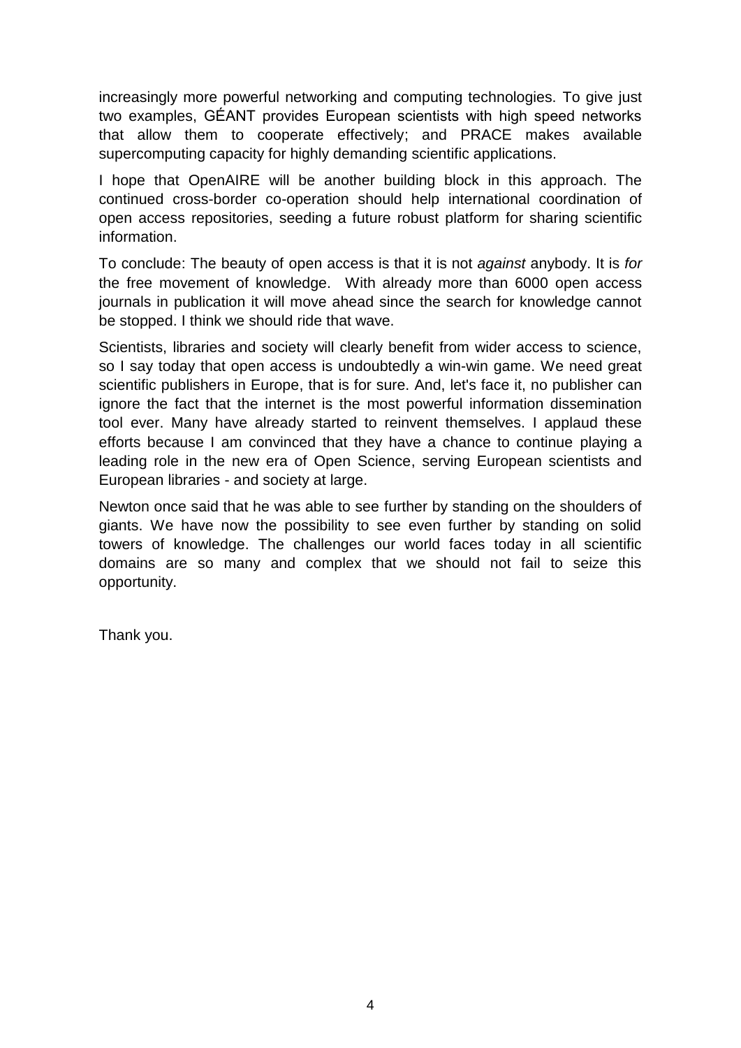increasingly more powerful networking and computing technologies. To give just two examples, GÉANT provides European scientists with high speed networks that allow them to cooperate effectively; and PRACE makes available supercomputing capacity for highly demanding scientific applications.

I hope that OpenAIRE will be another building block in this approach. The continued cross-border co-operation should help international coordination of open access repositories, seeding a future robust platform for sharing scientific information.

To conclude: The beauty of open access is that it is not *against* anybody. It is *for* the free movement of knowledge. With already more than 6000 open access journals in publication it will move ahead since the search for knowledge cannot be stopped. I think we should ride that wave.

Scientists, libraries and society will clearly benefit from wider access to science, so I say today that open access is undoubtedly a win-win game. We need great scientific publishers in Europe, that is for sure. And, let's face it, no publisher can ignore the fact that the internet is the most powerful information dissemination tool ever. Many have already started to reinvent themselves. I applaud these efforts because I am convinced that they have a chance to continue playing a leading role in the new era of Open Science, serving European scientists and European libraries - and society at large.

Newton once said that he was able to see further by standing on the shoulders of giants. We have now the possibility to see even further by standing on solid towers of knowledge. The challenges our world faces today in all scientific domains are so many and complex that we should not fail to seize this opportunity.

Thank you.